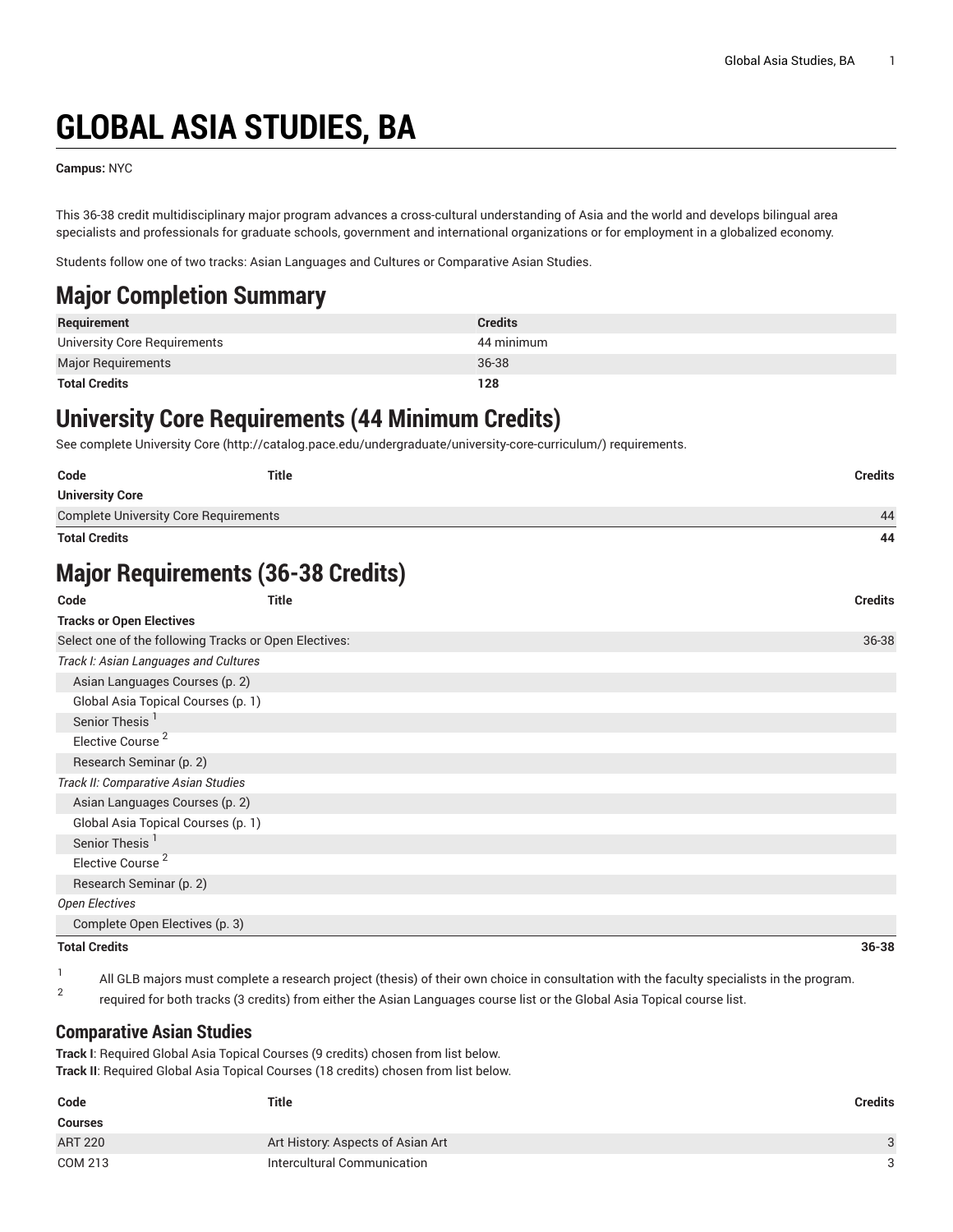# GLOBAL ASIA STUDIES, BA

**Campus:** NYC

This 36-38 credit multidisciplinary major program advances a cross-cultural understanding of Asia and the world and develops bilingual area specialists and professionals for graduate schools, government and international organizations or for employment in a globalized economy.

Students follow one of two tracks: Asian Languages and Cultures or Comparative Asian Studies.

## Major Completion Summary

| Requirement | Credits |
|---|---|
| University Core Requirements | 44 minimum |
| Major Requirements | 36-38 |
| **Total Credits** | **128** |

## University Core Requirements (44 Minimum Credits)

See complete University Core (http://catalog.pace.edu/undergraduate/university-core-curriculum/) requirements.

| Code | Title | Credits |
|---|---|---|
| **University Core** | | |
| Complete University Core Requirements | | 44 |
| **Total Credits** | | **44** |

## Major Requirements (36-38 Credits)

| Code | Title | Credits |
|---|---|---|
| **Tracks or Open Electives** | | |
| Select one of the following Tracks or Open Electives: | | 36-38 |
| *Track I: Asian Languages and Cultures* | | |
| Asian Languages Courses (p. 2) | | |
| Global Asia Topical Courses (p. 1) | | |
| Senior Thesis [1] | | |
| Elective Course [2] | | |
| Research Seminar (p. 2) | | |
| *Track II: Comparative Asian Studies* | | |
| Asian Languages Courses (p. 2) | | |
| Global Asia Topical Courses (p. 1) | | |
| Senior Thesis [1] | | |
| Elective Course [2] | | |
| Research Seminar (p. 2) | | |
| *Open Electives* | | |
| Complete Open Electives (p. 3) | | |
| **Total Credits** | | **36-38** |

1. All GLB majors must complete a research project (thesis) of their own choice in consultation with the faculty specialists in the program.
2. required for both tracks (3 credits) from either the Asian Languages course list or the Global Asia Topical course list.

### Comparative Asian Studies

**Track I**: Required Global Asia Topical Courses (9 credits) chosen from list below.
**Track II**: Required Global Asia Topical Courses (18 credits) chosen from list below.

| Code | Title | Credits |
|---|---|---|
| **Courses** | | |
| ART 220 | Art History: Aspects of Asian Art | 3 |
| COM 213 | Intercultural Communication | 3 |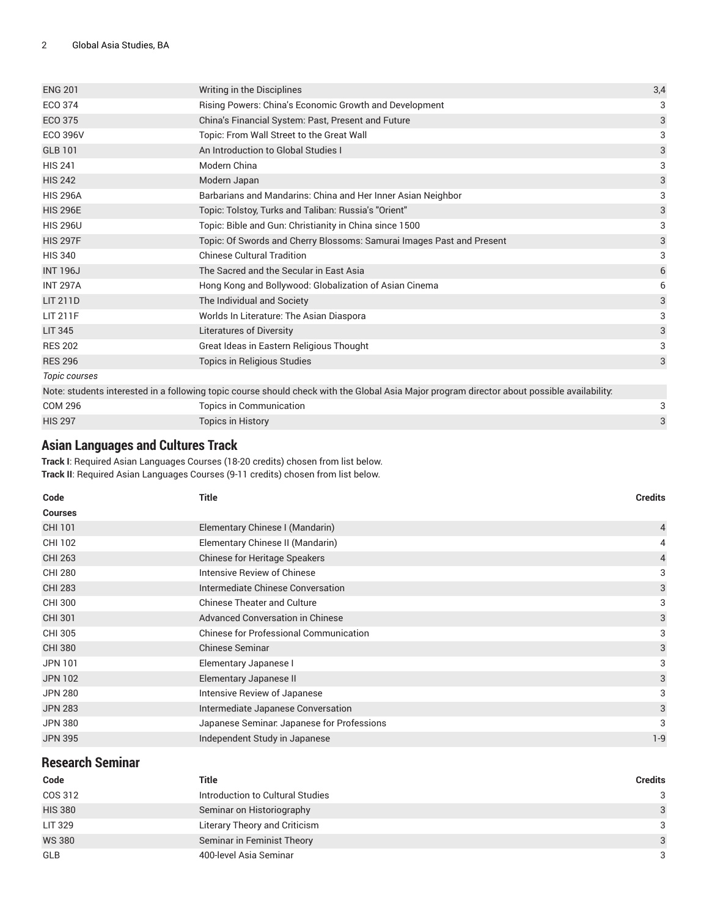| | | |
|---|---|---|
| ENG 201 | Writing in the Disciplines | 3,4 |
| ECO 374 | Rising Powers: China's Economic Growth and Development | 3 |
| ECO 375 | China's Financial System: Past, Present and Future | 3 |
| ECO 396V | Topic: From Wall Street to the Great Wall | 3 |
| GLB 101 | An Introduction to Global Studies I | 3 |
| HIS 241 | Modern China | 3 |
| HIS 242 | Modern Japan | 3 |
| HIS 296A | Barbarians and Mandarins: China and Her Inner Asian Neighbor | 3 |
| HIS 296E | Topic: Tolstoy, Turks and Taliban: Russia's "Orient" | 3 |
| HIS 296U | Topic: Bible and Gun: Christianity in China since 1500 | 3 |
| HIS 297F | Topic: Of Swords and Cherry Blossoms: Samurai Images Past and Present | 3 |
| HIS 340 | Chinese Cultural Tradition | 3 |
| INT 196J | The Sacred and the Secular in East Asia | 6 |
| INT 297A | Hong Kong and Bollywood: Globalization of Asian Cinema | 6 |
| LIT 211D | The Individual and Society | 3 |
| LIT 211F | Worlds In Literature: The Asian Diaspora | 3 |
| LIT 345 | Literatures of Diversity | 3 |
| RES 202 | Great Ideas in Eastern Religious Thought | 3 |
| RES 296 | Topics in Religious Studies | 3 |
| *Topic courses* | | |
| Note: students interested in a following topic course should check with the Global Asia Major program director about possible availability: | | |
| COM 296 | Topics in Communication | 3 |
| HIS 297 | Topics in History | 3 |

## Asian Languages and Cultures Track

**Track I**: Required Asian Languages Courses (18-20 credits) chosen from list below.
**Track II**: Required Asian Languages Courses (9-11 credits) chosen from list below.

| Code | Title | Credits |
|---|---|---|
| **Courses** | | |
| CHI 101 | Elementary Chinese I (Mandarin) | 4 |
| CHI 102 | Elementary Chinese II (Mandarin) | 4 |
| CHI 263 | Chinese for Heritage Speakers | 4 |
| CHI 280 | Intensive Review of Chinese | 3 |
| CHI 283 | Intermediate Chinese Conversation | 3 |
| CHI 300 | Chinese Theater and Culture | 3 |
| CHI 301 | Advanced Conversation in Chinese | 3 |
| CHI 305 | Chinese for Professional Communication | 3 |
| CHI 380 | Chinese Seminar | 3 |
| JPN 101 | Elementary Japanese I | 3 |
| JPN 102 | Elementary Japanese II | 3 |
| JPN 280 | Intensive Review of Japanese | 3 |
| JPN 283 | Intermediate Japanese Conversation | 3 |
| JPN 380 | Japanese Seminar: Japanese for Professions | 3 |
| JPN 395 | Independent Study in Japanese | 1-9 |

## Research Seminar

| Code | Title | Credits |
|---|---|---|
| COS 312 | Introduction to Cultural Studies | 3 |
| HIS 380 | Seminar on Historiography | 3 |
| LIT 329 | Literary Theory and Criticism | 3 |
| WS 380 | Seminar in Feminist Theory | 3 |
| GLB | 400-level Asia Seminar | 3 |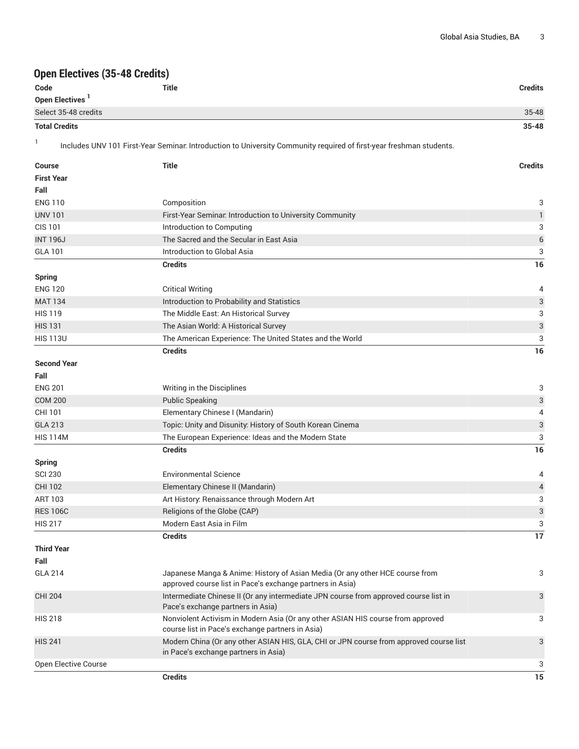## Open Electives (35-48 Credits)

| Code | Title | Credits |
| --- | --- | --- |
| **Open Electives** [1] | | |
| Select 35-48 credits | | 35-48 |
| **Total Credits** | | **35-48** |

[1] Includes UNV 101 First-Year Seminar: Introduction to University Community required of first-year freshman students.

| Course | Title | Credits |
| --- | --- | --- |
| **First Year** | | |
| **Fall** | | |
| ENG 110 | Composition | 3 |
| UNV 101 | First-Year Seminar: Introduction to University Community | 1 |
| CIS 101 | Introduction to Computing | 3 |
| INT 196J | The Sacred and the Secular in East Asia | 6 |
| GLA 101 | Introduction to Global Asia | 3 |
| | **Credits** | **16** |
| **Spring** | | |
| ENG 120 | Critical Writing | 4 |
| MAT 134 | Introduction to Probability and Statistics | 3 |
| HIS 119 | The Middle East: An Historical Survey | 3 |
| HIS 131 | The Asian World: A Historical Survey | 3 |
| HIS 113U | The American Experience: The United States and the World | 3 |
| | **Credits** | **16** |
| **Second Year** | | |
| **Fall** | | |
| ENG 201 | Writing in the Disciplines | 3 |
| COM 200 | Public Speaking | 3 |
| CHI 101 | Elementary Chinese I (Mandarin) | 4 |
| GLA 213 | Topic: Unity and Disunity: History of South Korean Cinema | 3 |
| HIS 114M | The European Experience: Ideas and the Modern State | 3 |
| | **Credits** | **16** |
| **Spring** | | |
| SCI 230 | Environmental Science | 4 |
| CHI 102 | Elementary Chinese II (Mandarin) | 4 |
| ART 103 | Art History: Renaissance through Modern Art | 3 |
| RES 106C | Religions of the Globe (CAP) | 3 |
| HIS 217 | Modern East Asia in Film | 3 |
| | **Credits** | **17** |
| **Third Year** | | |
| **Fall** | | |
| GLA 214 | Japanese Manga & Anime: History of Asian Media (Or any other HCE course from approved course list in Pace's exchange partners in Asia) | 3 |
| CHI 204 | Intermediate Chinese II (Or any intermediate JPN course from approved course list in Pace's exchange partners in Asia) | 3 |
| HIS 218 | Nonviolent Activism in Modern Asia (Or any other ASIAN HIS course from approved course list in Pace's exchange partners in Asia) | 3 |
| HIS 241 | Modern China (Or any other ASIAN HIS, GLA, CHI or JPN course from approved course list in Pace's exchange partners in Asia) | 3 |
| Open Elective Course | | 3 |
| | **Credits** | **15** |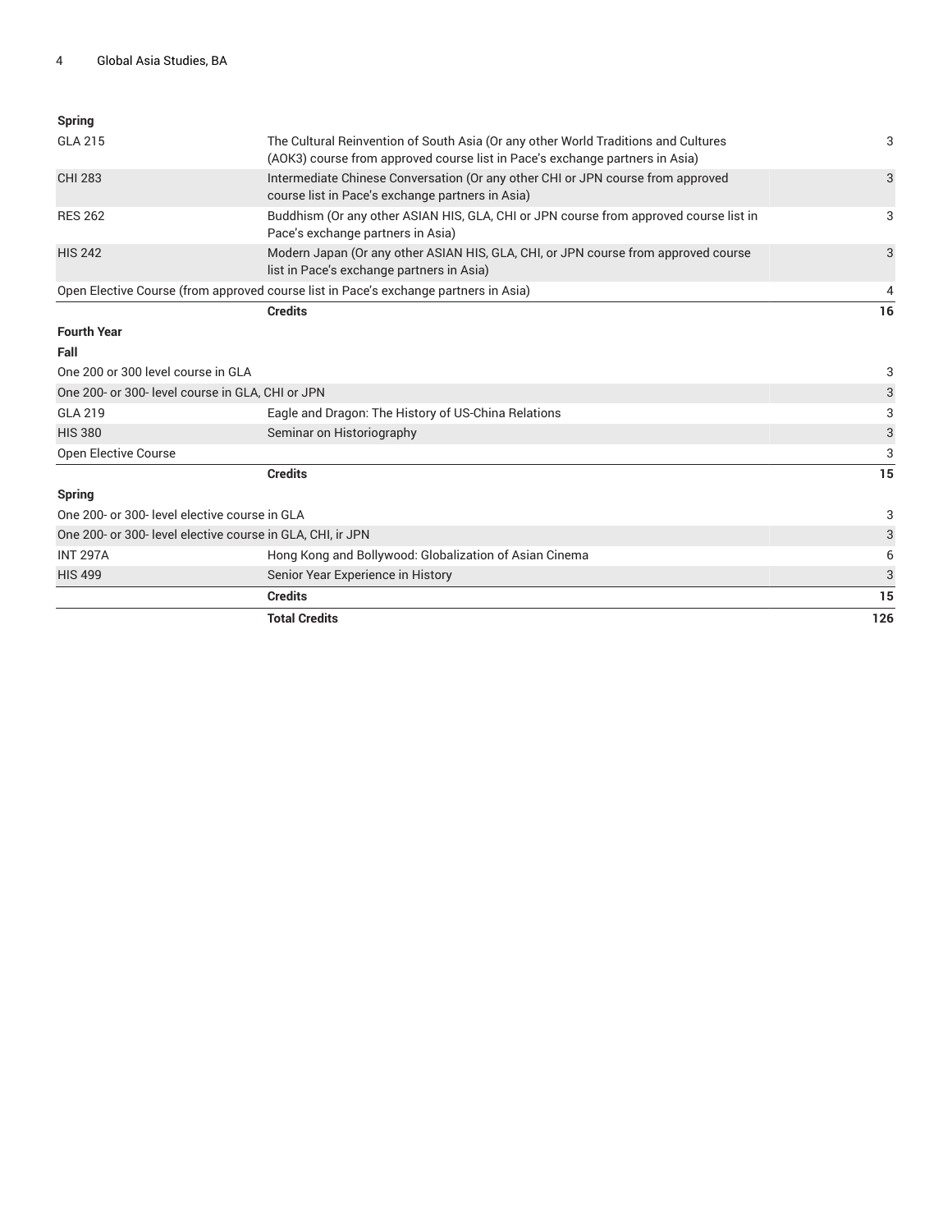| | | |
|---|---|---|
| **Spring** | | |
| GLA 215 | The Cultural Reinvention of South Asia (Or any other World Traditions and Cultures (AOK3) course from approved course list in Pace's exchange partners in Asia) | 3 |
| CHI 283 | Intermediate Chinese Conversation (Or any other CHI or JPN course from approved course list in Pace's exchange partners in Asia) | 3 |
| RES 262 | Buddhism (Or any other ASIAN HIS, GLA, CHI or JPN course from approved course list in Pace's exchange partners in Asia) | 3 |
| HIS 242 | Modern Japan (Or any other ASIAN HIS, GLA, CHI, or JPN course from approved course list in Pace's exchange partners in Asia) | 3 |
| Open Elective Course (from approved course list in Pace's exchange partners in Asia) | | 4 |
| | **Credits** | **16** |
| **Fourth Year** | | |
| **Fall** | | |
| One 200 or 300 level course in GLA | | 3 |
| One 200- or 300- level course in GLA, CHI or JPN | | 3 |
| GLA 219 | Eagle and Dragon: The History of US-China Relations | 3 |
| HIS 380 | Seminar on Historiography | 3 |
| Open Elective Course | | 3 |
| | **Credits** | **15** |
| **Spring** | | |
| One 200- or 300- level elective course in GLA | | 3 |
| One 200- or 300- level elective course in GLA, CHI, ir JPN | | 3 |
| INT 297A | Hong Kong and Bollywood: Globalization of Asian Cinema | 6 |
| HIS 499 | Senior Year Experience in History | 3 |
| | **Credits** | **15** |
| | **Total Credits** | **126** |